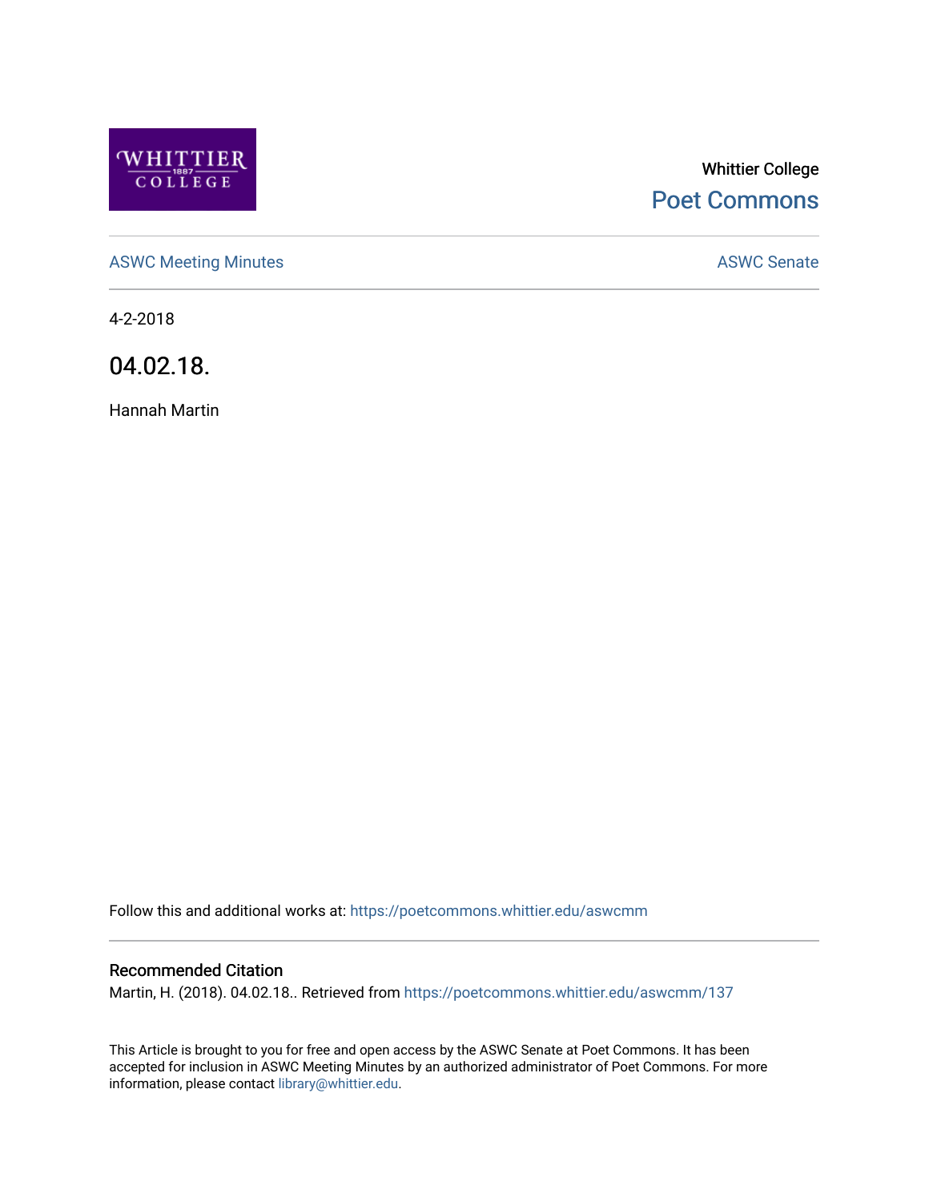Whittier College

Poet Commons

ASWC Meeting Minutes

ASWC Senate

4-2-2018

# 04.02.18.

Hannah Martin

Follow this and additional works at: https://poetcommons.whittier.edu/aswcmm

## Recommended Citation

Martin, H. (2018). 04.02.18.. Retrieved from https://poetcommons.whittier.edu/aswcmm/137

This Article is brought to you for free and open access by the ASWC Senate at Poet Commons. It has been accepted for inclusion in ASWC Meeting Minutes by an authorized administrator of Poet Commons. For more information, please contact library@whittier.edu.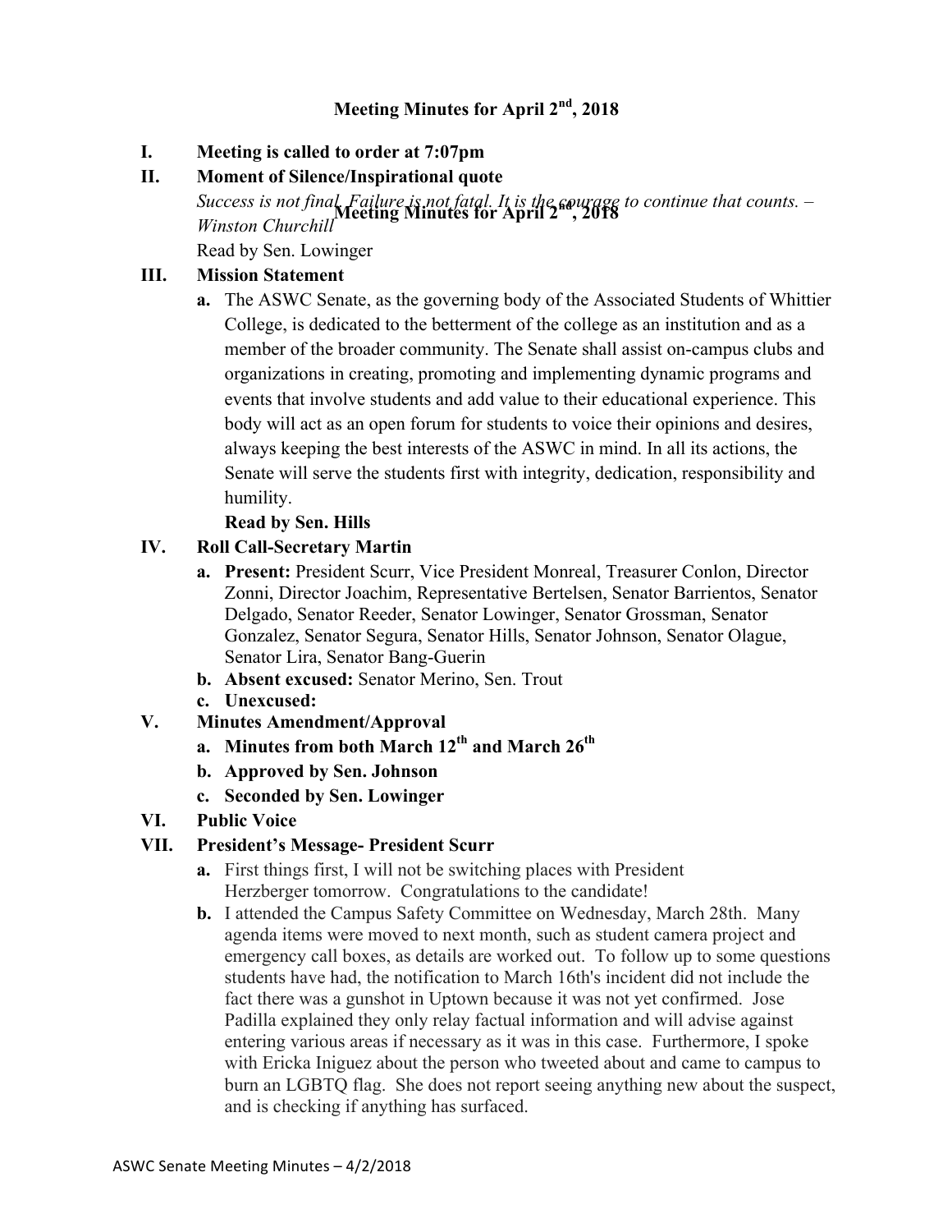# Meeting Minutes for April 2nd, 2018

**I. Meeting is called to order at 7:07pm**

**II. Moment of Silence/Inspirational quote**

*Success is not final. Failure is not fatal. It is the courage to continue that counts. – Winston Churchill*

Read by Sen. Lowinger

**III. Mission Statement**

a. The ASWC Senate, as the governing body of the Associated Students of Whittier College, is dedicated to the betterment of the college as an institution and as a member of the broader community. The Senate shall assist on-campus clubs and organizations in creating, promoting and implementing dynamic programs and events that involve students and add value to their educational experience. This body will act as an open forum for students to voice their opinions and desires, always keeping the best interests of the ASWC in mind. In all its actions, the Senate will serve the students first with integrity, dedication, responsibility and humility.

**Read by Sen. Hills**

**IV. Roll Call-Secretary Martin**

a. **Present:** President Scurr, Vice President Monreal, Treasurer Conlon, Director Zonni, Director Joachim, Representative Bertelsen, Senator Barrientos, Senator Delgado, Senator Reeder, Senator Lowinger, Senator Grossman, Senator Gonzalez, Senator Segura, Senator Hills, Senator Johnson, Senator Olague, Senator Lira, Senator Bang-Guerin

b. **Absent excused:** Senator Merino, Sen. Trout

c. **Unexcused:**

**V. Minutes Amendment/Approval**

a. **Minutes from both March 12th and March 26th**

b. **Approved by Sen. Johnson**

c. **Seconded by Sen. Lowinger**

**VI. Public Voice**

**VII. President's Message- President Scurr**

a. First things first, I will not be switching places with President Herzberger tomorrow. Congratulations to the candidate!

b. I attended the Campus Safety Committee on Wednesday, March 28th. Many agenda items were moved to next month, such as student camera project and emergency call boxes, as details are worked out. To follow up to some questions students have had, the notification to March 16th's incident did not include the fact there was a gunshot in Uptown because it was not yet confirmed. Jose Padilla explained they only relay factual information and will advise against entering various areas if necessary as it was in this case. Furthermore, I spoke with Ericka Iniguez about the person who tweeted about and came to campus to burn an LGBTQ flag. She does not report seeing anything new about the suspect, and is checking if anything has surfaced.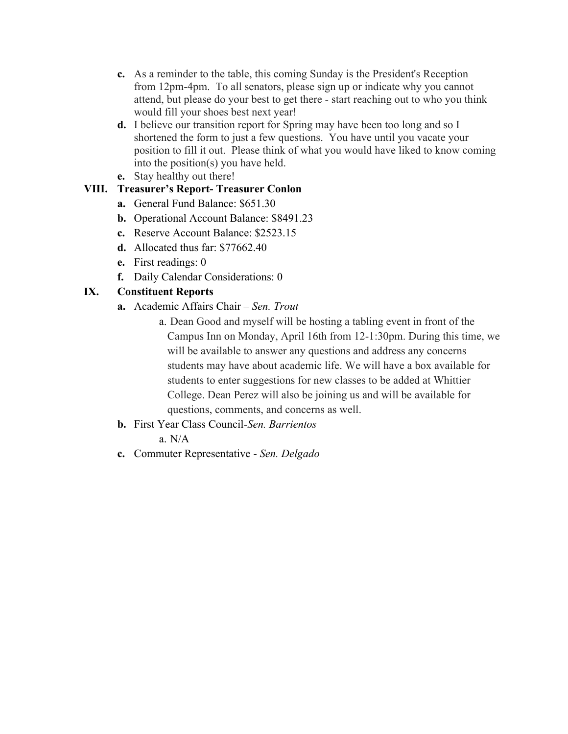c. As a reminder to the table, this coming Sunday is the President's Reception from 12pm-4pm. To all senators, please sign up or indicate why you cannot attend, but please do your best to get there - start reaching out to who you think would fill your shoes best next year!

d. I believe our transition report for Spring may have been too long and so I shortened the form to just a few questions. You have until you vacate your position to fill it out. Please think of what you would have liked to know coming into the position(s) you have held.

e. Stay healthy out there!

## VIII. Treasurer's Report- Treasurer Conlon

a. General Fund Balance: $651.30

b. Operational Account Balance: $8491.23

c. Reserve Account Balance: $2523.15

d. Allocated thus far: $77662.40

e. First readings: 0

f. Daily Calendar Considerations: 0

## IX. Constituent Reports

a. Academic Affairs Chair – *Sen. Trout*

  a. Dean Good and myself will be hosting a tabling event in front of the Campus Inn on Monday, April 16th from 12-1:30pm. During this time, we will be available to answer any questions and address any concerns students may have about academic life. We will have a box available for students to enter suggestions for new classes to be added at Whittier College. Dean Perez will also be joining us and will be available for questions, comments, and concerns as well.

b. First Year Class Council-*Sen. Barrientos*

  a. N/A

c. Commuter Representative - *Sen. Delgado*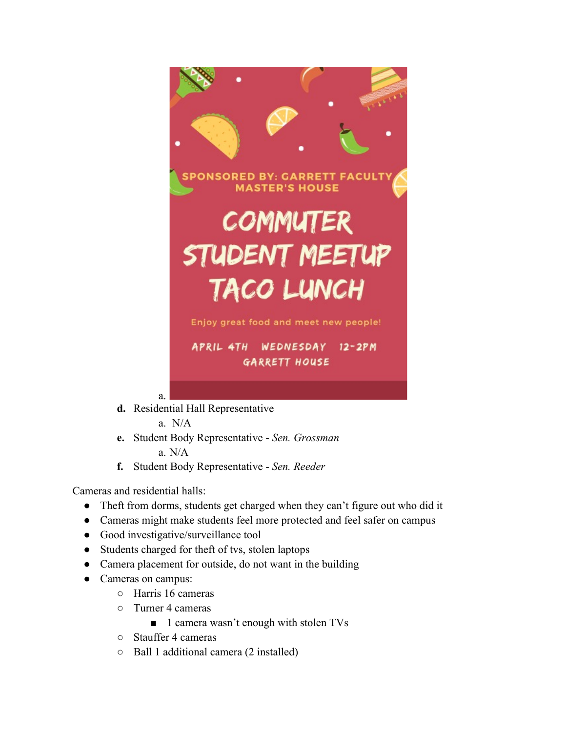a. SPONSORED BY: GARRETT FACULTY MASTER'S HOUSE

COMMUTER STUDENT MEETUP TACO LUNCH

Enjoy great food and meet new people!

APRIL 4TH WEDNESDAY 12-2PM

GARRETT HOUSE

**d.** Residential Hall Representative

   a. N/A

**e.** Student Body Representative - *Sen. Grossman*

   a. N/A

**f.** Student Body Representative - *Sen. Reeder*

Cameras and residential halls:

- Theft from dorms, students get charged when they can't figure out who did it
- Cameras might make students feel more protected and feel safer on campus
- Good investigative/surveillance tool
- Students charged for theft of tvs, stolen laptops
- Camera placement for outside, do not want in the building
- Cameras on campus:
  - Harris 16 cameras
  - Turner 4 cameras
    - 1 camera wasn't enough with stolen TVs
  - Stauffer 4 cameras
  - Ball 1 additional camera (2 installed)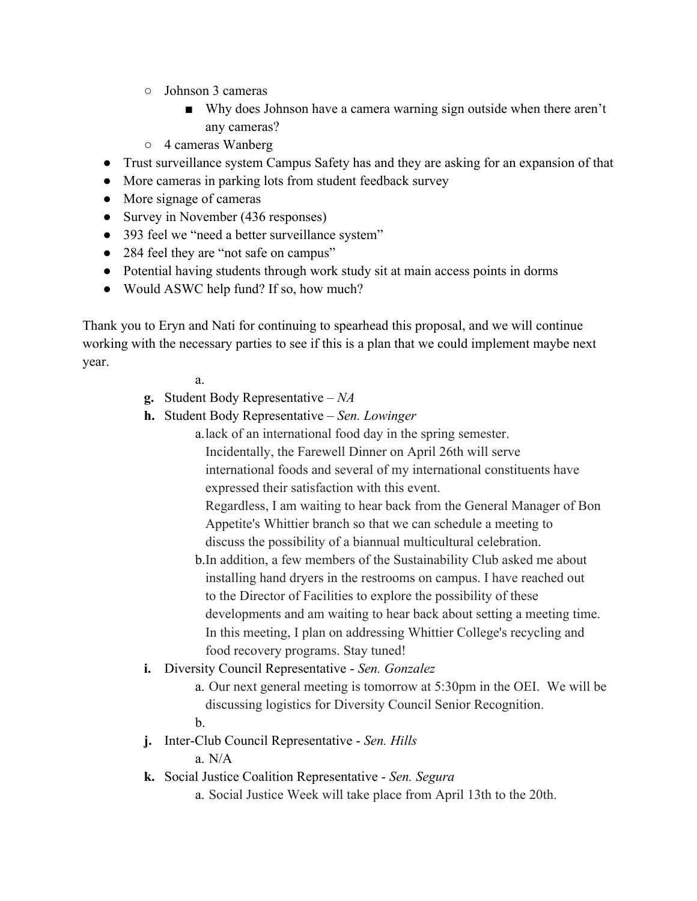- Johnson 3 cameras
    - Why does Johnson have a camera warning sign outside when there aren't any cameras?
- 4 cameras Wanberg

- Trust surveillance system Campus Safety has and they are asking for an expansion of that
- More cameras in parking lots from student feedback survey
- More signage of cameras
- Survey in November (436 responses)
- 393 feel we "need a better surveillance system"
- 284 feel they are "not safe on campus"
- Potential having students through work study sit at main access points in dorms
- Would ASWC help fund? If so, how much?

Thank you to Eryn and Nati for continuing to spearhead this proposal, and we will continue working with the necessary parties to see if this is a plan that we could implement maybe next year.

a.

**g.** Student Body Representative – *NA*

**h.** Student Body Representative – *Sen. Lowinger*

a. lack of an international food day in the spring semester. Incidentally, the Farewell Dinner on April 26th will serve international foods and several of my international constituents have expressed their satisfaction with this event. Regardless, I am waiting to hear back from the General Manager of Bon Appetite's Whittier branch so that we can schedule a meeting to discuss the possibility of a biannual multicultural celebration.

b. In addition, a few members of the Sustainability Club asked me about installing hand dryers in the restrooms on campus. I have reached out to the Director of Facilities to explore the possibility of these developments and am waiting to hear back about setting a meeting time. In this meeting, I plan on addressing Whittier College's recycling and food recovery programs. Stay tuned!

**i.** Diversity Council Representative - *Sen. Gonzalez*

a. Our next general meeting is tomorrow at 5:30pm in the OEI. We will be discussing logistics for Diversity Council Senior Recognition.

b.

**j.** Inter-Club Council Representative - *Sen. Hills*

a. N/A

**k.** Social Justice Coalition Representative - *Sen. Segura*

a. Social Justice Week will take place from April 13th to the 20th.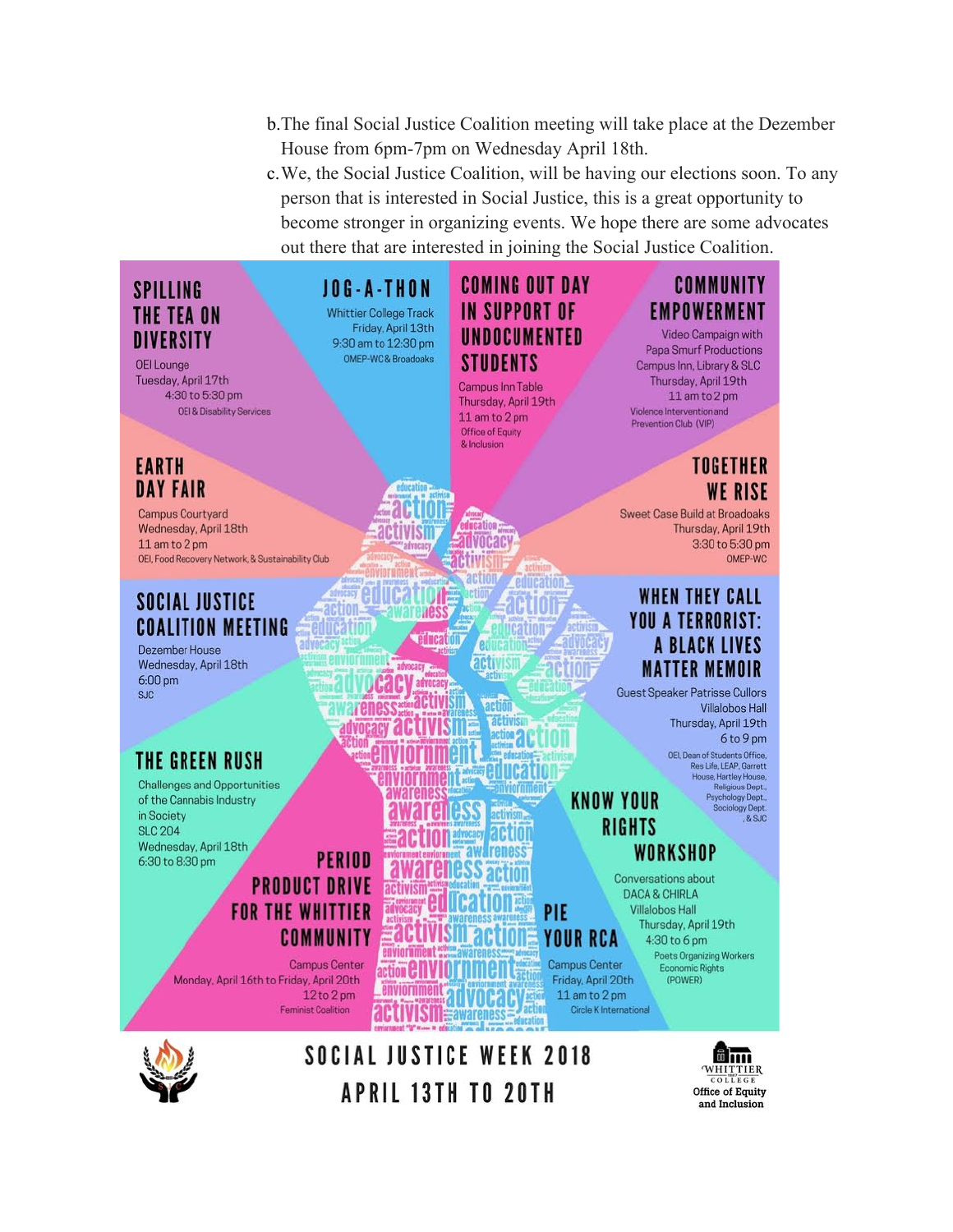b. The final Social Justice Coalition meeting will take place at the Dezember House from 6pm-7pm on Wednesday April 18th.

c. We, the Social Justice Coalition, will be having our elections soon. To any person that is interested in Social Justice, this is a great opportunity to become stronger in organizing events. We hope there are some advocates out there that are interested in joining the Social Justice Coalition.

**SPILLING THE TEA ON DIVERSITY**
OEI Lounge
Tuesday, April 17th
4:30 to 5:30 pm
OEI & Disability Services

**JOG-A-THON**
Whittier College Track
Friday, April 13th
9:30 am to 12:30 pm
OMEP-WC & Broadoaks

**COMING OUT DAY IN SUPPORT OF UNDOCUMENTED STUDENTS**
Campus Inn Table
Thursday, April 19th
11 am to 2 pm
Office of Equity & Inclusion

**COMMUNITY EMPOWERMENT**
Video Campaign with Papa Smurf Productions
Campus Inn, Library & SLC
Thursday, April 19th
11 am to 2 pm
Violence Intervention and Prevention Club (VIP)

**EARTH DAY FAIR**
Campus Courtyard
Wednesday, April 18th
11 am to 2 pm
OEI, Food Recovery Network, & Sustainability Club

**TOGETHER WE RISE**
Sweet Case Build at Broadoaks
Thursday, April 19th
3:30 to 5:30 pm
OMEP-WC

**SOCIAL JUSTICE COALITION MEETING**
Dezember House
Wednesday, April 18th
6:00 pm
SJC

**WHEN THEY CALL YOU A TERRORIST: A BLACK LIVES MATTER MEMOIR**
Guest Speaker Patrisse Cullors
Villalobos Hall
Thursday, April 19th
6 to 9 pm
OEI, Dean of Students Office, Res Life, LEAP, Garrett House, Hartley House, Religious Dept., Psychology Dept., Sociology Dept., & SJC

**THE GREEN RUSH**
Challenges and Opportunities of the Cannabis Industry in Society
SLC 204
Wednesday, April 18th
6:30 to 8:30 pm

**KNOW YOUR RIGHTS WORKSHOP**
Conversations about DACA & CHIRLA
Villalobos Hall
Thursday, April 19th
4:30 to 6 pm
Poets Organizing Workers Economic Rights (POWER)

**PERIOD PRODUCT DRIVE FOR THE WHITTIER COMMUNITY**
Campus Center
Monday, April 16th to Friday, April 20th
12 to 2 pm
Feminist Coalition

**PIE YOUR RCA**
Campus Center
Friday, April 20th
11 am to 2 pm
Circle K International

**SOCIAL JUSTICE WEEK 2018**
**APRIL 13TH TO 20TH**

Whittier College Office of Equity and Inclusion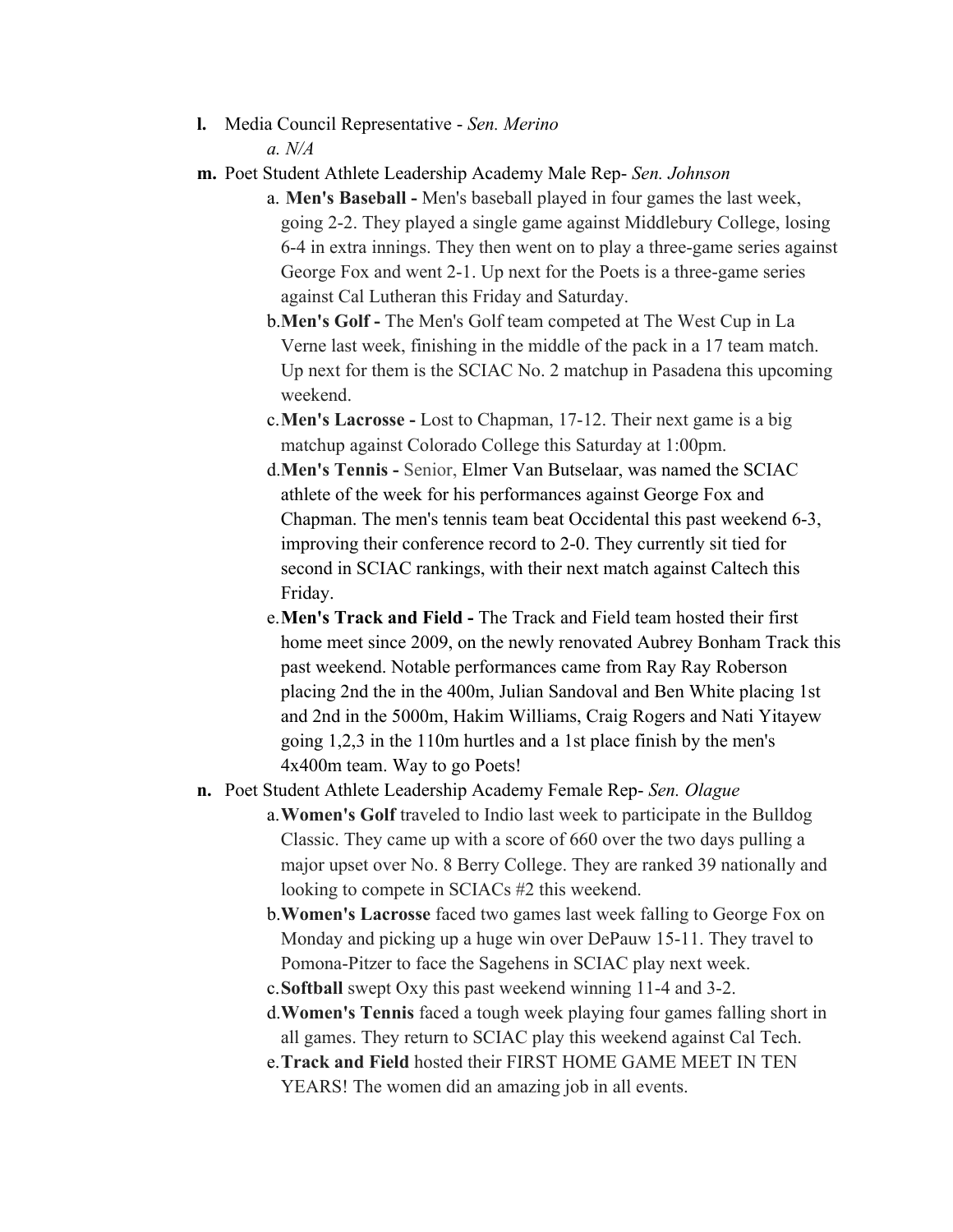**l.** Media Council Representative - *Sen. Merino*

  *a. N/A*

**m.** Poet Student Athlete Leadership Academy Male Rep- *Sen. Johnson*

  a. **Men's Baseball -** Men's baseball played in four games the last week, going 2-2. They played a single game against Middlebury College, losing 6-4 in extra innings. They then went on to play a three-game series against George Fox and went 2-1. Up next for the Poets is a three-game series against Cal Lutheran this Friday and Saturday.

  b. **Men's Golf -** The Men's Golf team competed at The West Cup in La Verne last week, finishing in the middle of the pack in a 17 team match. Up next for them is the SCIAC No. 2 matchup in Pasadena this upcoming weekend.

  c. **Men's Lacrosse -** Lost to Chapman, 17-12. Their next game is a big matchup against Colorado College this Saturday at 1:00pm.

  d. **Men's Tennis -** Senior, Elmer Van Butselaar, was named the SCIAC athlete of the week for his performances against George Fox and Chapman. The men's tennis team beat Occidental this past weekend 6-3, improving their conference record to 2-0. They currently sit tied for second in SCIAC rankings, with their next match against Caltech this Friday.

  e. **Men's Track and Field -** The Track and Field team hosted their first home meet since 2009, on the newly renovated Aubrey Bonham Track this past weekend. Notable performances came from Ray Ray Roberson placing 2nd the in the 400m, Julian Sandoval and Ben White placing 1st and 2nd in the 5000m, Hakim Williams, Craig Rogers and Nati Yitayew going 1,2,3 in the 110m hurtles and a 1st place finish by the men's 4x400m team. Way to go Poets!

**n.** Poet Student Athlete Leadership Academy Female Rep- *Sen. Olague*

  a. **Women's Golf** traveled to Indio last week to participate in the Bulldog Classic. They came up with a score of 660 over the two days pulling a major upset over No. 8 Berry College. They are ranked 39 nationally and looking to compete in SCIACs #2 this weekend.

  b. **Women's Lacrosse** faced two games last week falling to George Fox on Monday and picking up a huge win over DePauw 15-11. They travel to Pomona-Pitzer to face the Sagehens in SCIAC play next week.

  c. **Softball** swept Oxy this past weekend winning 11-4 and 3-2.

  d. **Women's Tennis** faced a tough week playing four games falling short in all games. They return to SCIAC play this weekend against Cal Tech.

  e. **Track and Field** hosted their FIRST HOME GAME MEET IN TEN YEARS! The women did an amazing job in all events.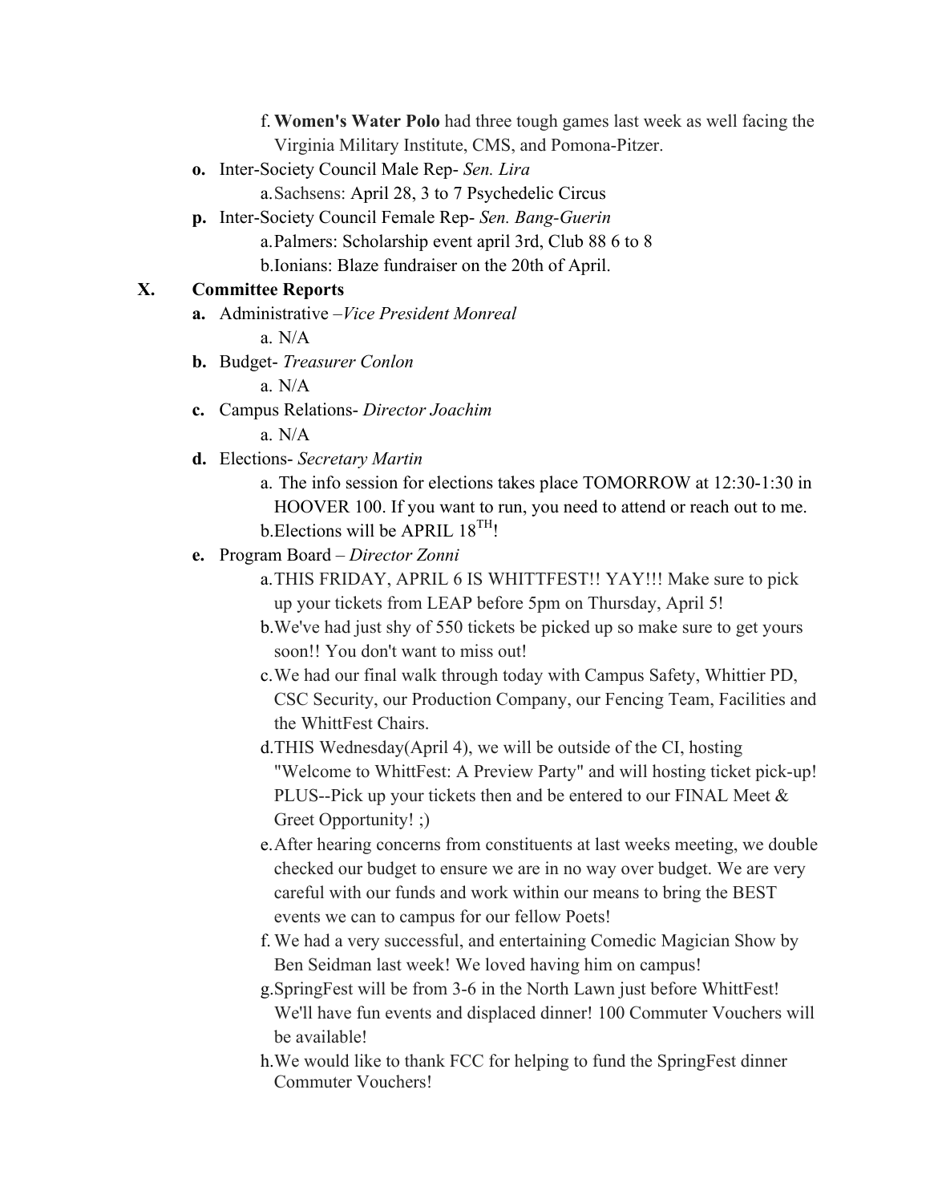f. **Women's Water Polo** had three tough games last week as well facing the Virginia Military Institute, CMS, and Pomona-Pitzer.

**o.** Inter-Society Council Male Rep- *Sen. Lira*

a. Sachsens: April 28, 3 to 7 Psychedelic Circus

**p.** Inter-Society Council Female Rep- *Sen. Bang-Guerin*

a. Palmers: Scholarship event april 3rd, Club 88 6 to 8

b. Ionians: Blaze fundraiser on the 20th of April.

## X. Committee Reports

**a.** Administrative –*Vice President Monreal*

a. N/A

**b.** Budget- *Treasurer Conlon*

a. N/A

**c.** Campus Relations- *Director Joachim*

a. N/A

**d.** Elections- *Secretary Martin*

a. The info session for elections takes place TOMORROW at 12:30-1:30 in HOOVER 100. If you want to run, you need to attend or reach out to me.

b. Elections will be APRIL 18TH!

**e.** Program Board – *Director Zonni*

a. THIS FRIDAY, APRIL 6 IS WHITTFEST!! YAY!!! Make sure to pick up your tickets from LEAP before 5pm on Thursday, April 5!

b. We've had just shy of 550 tickets be picked up so make sure to get yours soon!! You don't want to miss out!

c. We had our final walk through today with Campus Safety, Whittier PD, CSC Security, our Production Company, our Fencing Team, Facilities and the WhittFest Chairs.

d. THIS Wednesday(April 4), we will be outside of the CI, hosting "Welcome to WhittFest: A Preview Party" and will hosting ticket pick-up! PLUS--Pick up your tickets then and be entered to our FINAL Meet & Greet Opportunity! ;)

e. After hearing concerns from constituents at last weeks meeting, we double checked our budget to ensure we are in no way over budget. We are very careful with our funds and work within our means to bring the BEST events we can to campus for our fellow Poets!

f. We had a very successful, and entertaining Comedic Magician Show by Ben Seidman last week! We loved having him on campus!

g. SpringFest will be from 3-6 in the North Lawn just before WhittFest! We'll have fun events and displaced dinner! 100 Commuter Vouchers will be available!

h. We would like to thank FCC for helping to fund the SpringFest dinner Commuter Vouchers!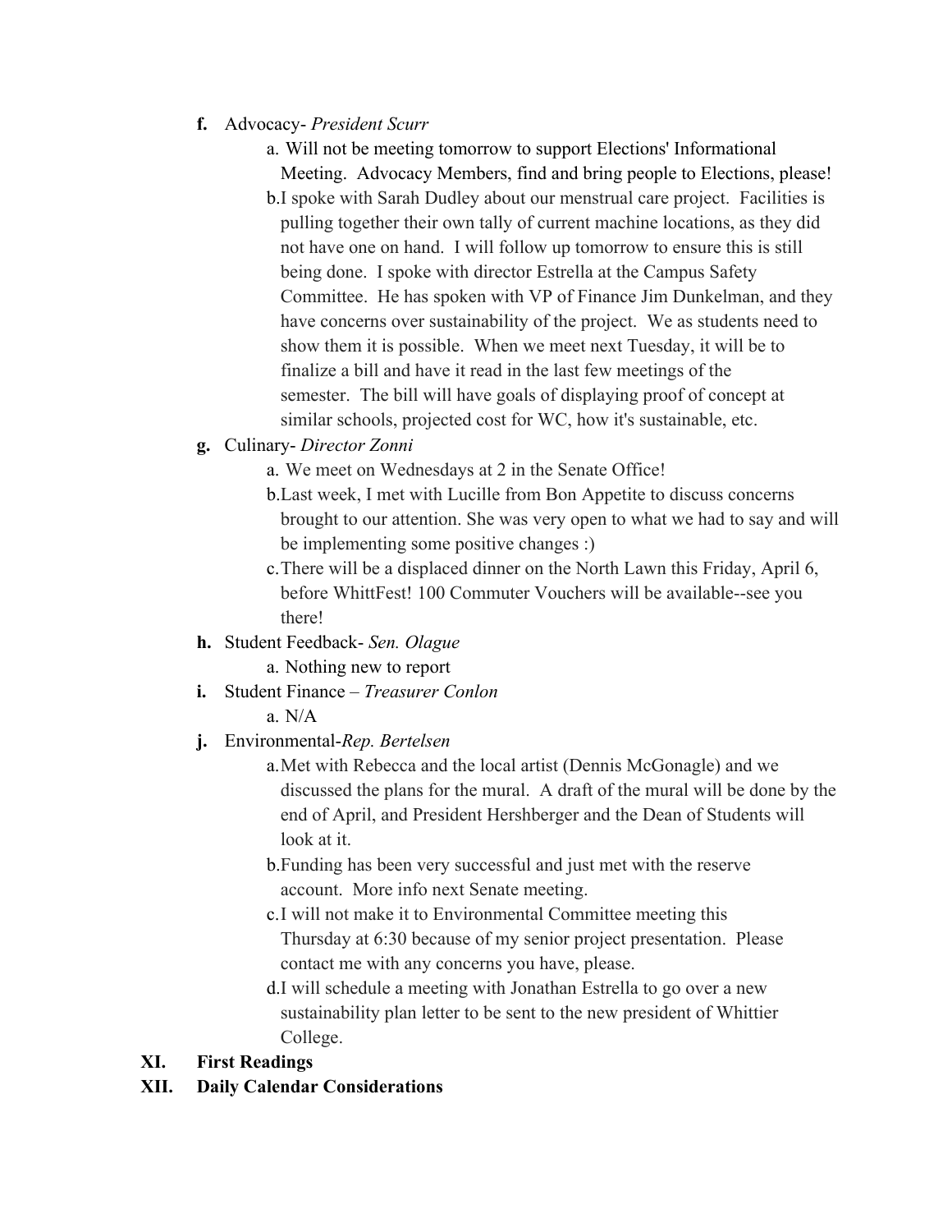**f.** Advocacy- *President Scurr*

a. Will not be meeting tomorrow to support Elections' Informational Meeting. Advocacy Members, find and bring people to Elections, please!

b. I spoke with Sarah Dudley about our menstrual care project. Facilities is pulling together their own tally of current machine locations, as they did not have one on hand. I will follow up tomorrow to ensure this is still being done. I spoke with director Estrella at the Campus Safety Committee. He has spoken with VP of Finance Jim Dunkelman, and they have concerns over sustainability of the project. We as students need to show them it is possible. When we meet next Tuesday, it will be to finalize a bill and have it read in the last few meetings of the semester. The bill will have goals of displaying proof of concept at similar schools, projected cost for WC, how it's sustainable, etc.

**g.** Culinary- *Director Zonni*

a. We meet on Wednesdays at 2 in the Senate Office!

b. Last week, I met with Lucille from Bon Appetite to discuss concerns brought to our attention. She was very open to what we had to say and will be implementing some positive changes :)

c. There will be a displaced dinner on the North Lawn this Friday, April 6, before WhittFest! 100 Commuter Vouchers will be available--see you there!

**h.** Student Feedback- *Sen. Olague*

a. Nothing new to report

**i.** Student Finance – *Treasurer Conlon*

a. N/A

**j.** Environmental-*Rep. Bertelsen*

a. Met with Rebecca and the local artist (Dennis McGonagle) and we discussed the plans for the mural. A draft of the mural will be done by the end of April, and President Hershberger and the Dean of Students will look at it.

b. Funding has been very successful and just met with the reserve account. More info next Senate meeting.

c. I will not make it to Environmental Committee meeting this Thursday at 6:30 because of my senior project presentation. Please contact me with any concerns you have, please.

d. I will schedule a meeting with Jonathan Estrella to go over a new sustainability plan letter to be sent to the new president of Whittier College.

**XI. First Readings**

**XII. Daily Calendar Considerations**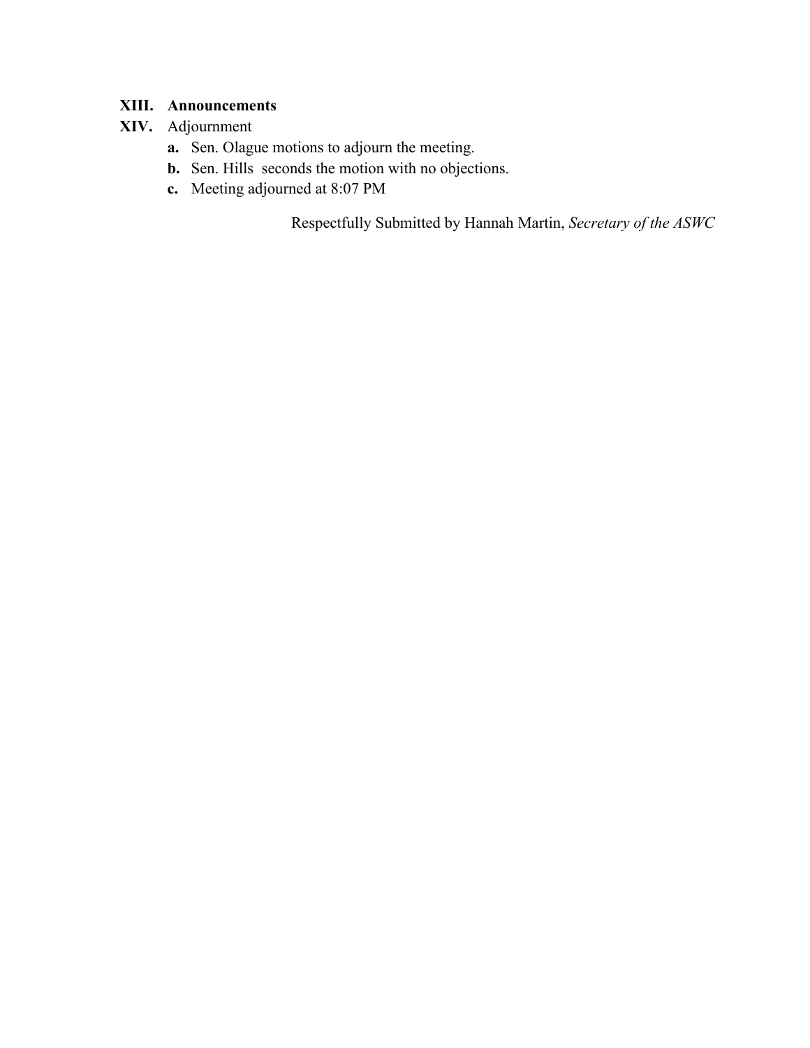XIII. **Announcements**

XIV. Adjournment

a. Sen. Olague motions to adjourn the meeting.
b. Sen. Hills seconds the motion with no objections.
c. Meeting adjourned at 8:07 PM

Respectfully Submitted by Hannah Martin, *Secretary of the ASWC*